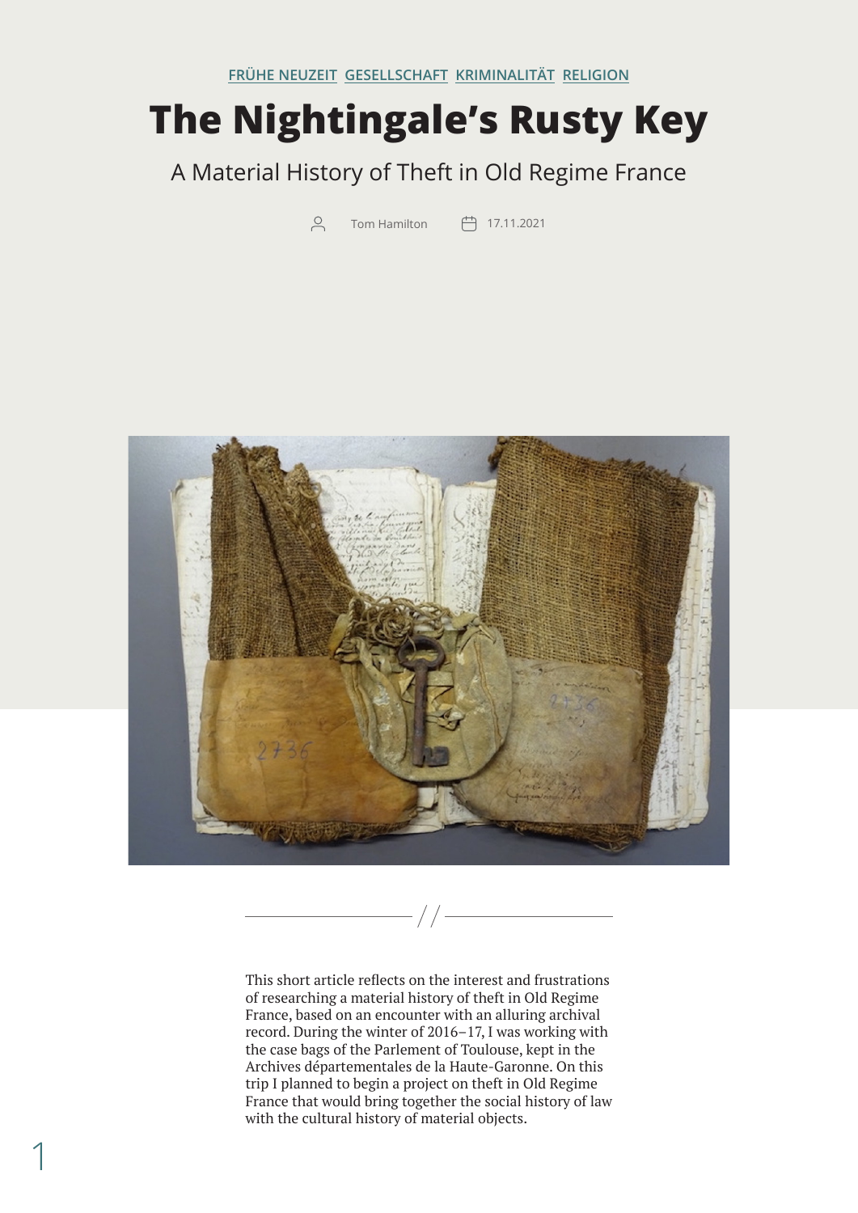FRÜHE NEUZEIT GESELLSCHAFT KRIMINALITÄT RELIGION

# The Nightingale's Rusty Key

## A Material History of Theft in Old Regime France

Tom Hamilton 17.11.2021

This short article reflects on the interest and frustrations of researching a material history of theft in Old Regime France, based on an encounter with an alluring archival record. During the winter of 2016–17, I was working with the case bags of the Parlement of Toulouse, kept in the Archives départementales de la Haute-Garonne. On this trip I planned to begin a project on theft in Old Regime France that would bring together the social history of law with the cultural history of material objects.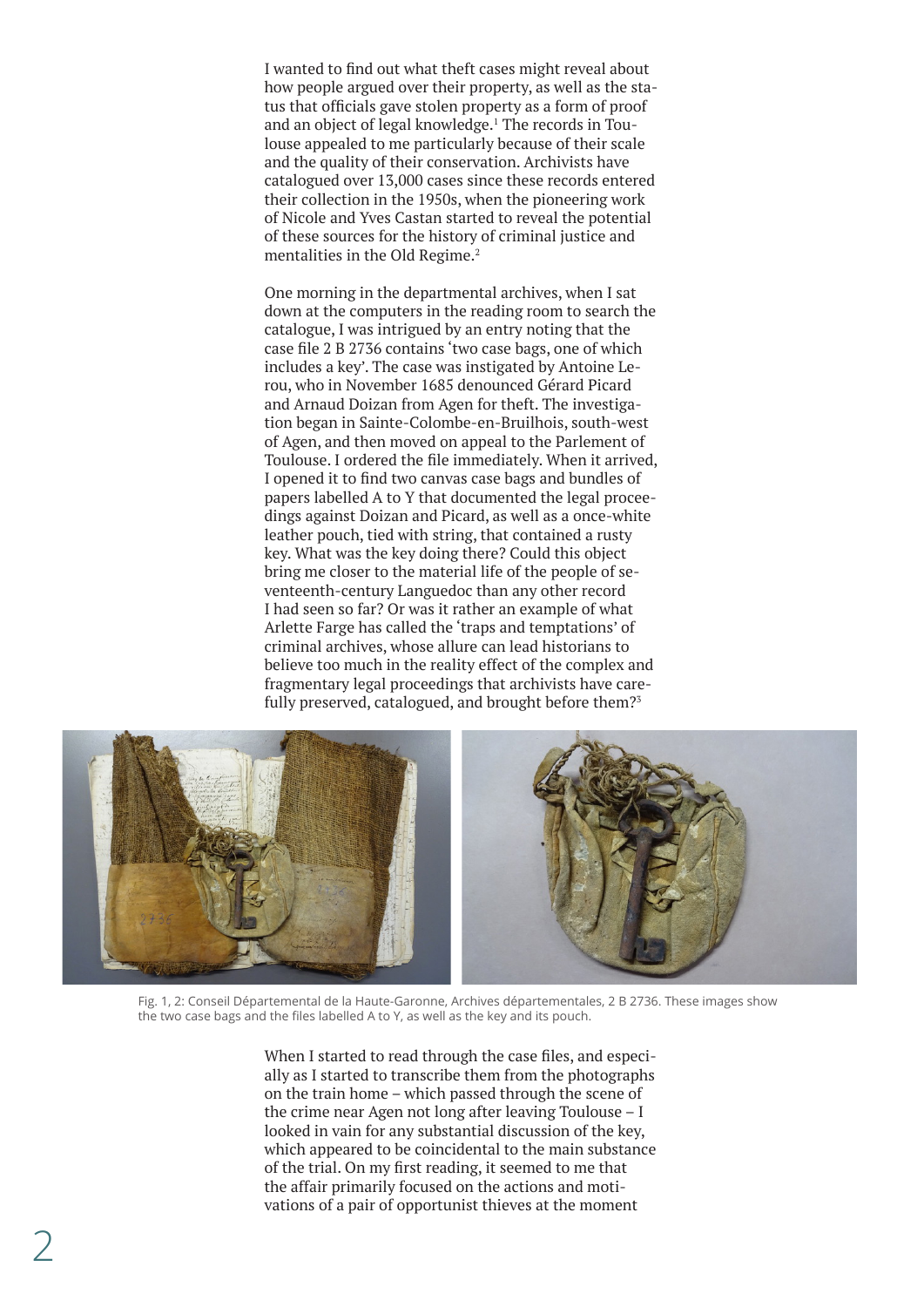I wanted to find out what theft cases might reveal about how people argued over their property, as well as the status that officials gave stolen property as a form of proof and an object of legal knowledge.[1] The records in Toulouse appealed to me particularly because of their scale and the quality of their conservation. Archivists have catalogued over 13,000 cases since these records entered their collection in the 1950s, when the pioneering work of Nicole and Yves Castan started to reveal the potential of these sources for the history of criminal justice and mentalities in the Old Regime.[2]

One morning in the departmental archives, when I sat down at the computers in the reading room to search the catalogue, I was intrigued by an entry noting that the case file 2 B 2736 contains 'two case bags, one of which includes a key'. The case was instigated by Antoine Lerou, who in November 1685 denounced Gérard Picard and Arnaud Doizan from Agen for theft. The investigation began in Sainte-Colombe-en-Bruilhois, south-west of Agen, and then moved on appeal to the Parlement of Toulouse. I ordered the file immediately. When it arrived, I opened it to find two canvas case bags and bundles of papers labelled A to Y that documented the legal proceedings against Doizan and Picard, as well as a once-white leather pouch, tied with string, that contained a rusty key. What was the key doing there? Could this object bring me closer to the material life of the people of seventeenth-century Languedoc than any other record I had seen so far? Or was it rather an example of what Arlette Farge has called the 'traps and temptations' of criminal archives, whose allure can lead historians to believe too much in the reality effect of the complex and fragmentary legal proceedings that archivists have carefully preserved, catalogued, and brought before them?[3]

Fig. 1, 2: Conseil Départemental de la Haute-Garonne, Archives départementales, 2 B 2736. These images show the two case bags and the files labelled A to Y, as well as the key and its pouch.

When I started to read through the case files, and especially as I started to transcribe them from the photographs on the train home – which passed through the scene of the crime near Agen not long after leaving Toulouse – I looked in vain for any substantial discussion of the key, which appeared to be coincidental to the main substance of the trial. On my first reading, it seemed to me that the affair primarily focused on the actions and motivations of a pair of opportunist thieves at the moment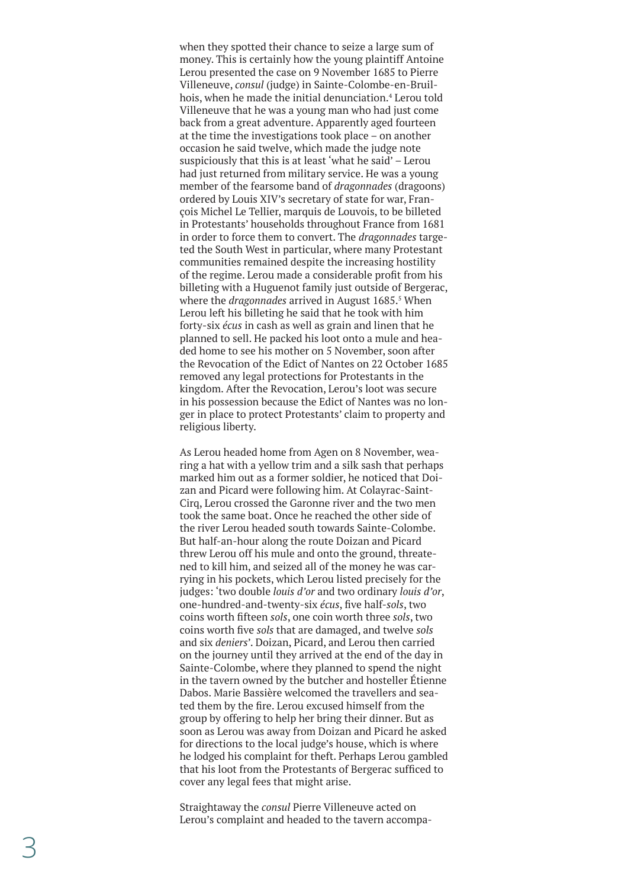when they spotted their chance to seize a large sum of money. This is certainly how the young plaintiff Antoine Lerou presented the case on 9 November 1685 to Pierre Villeneuve, *consul* (judge) in Sainte-Colombe-en-Bruilhois, when he made the initial denunciation.[4] Lerou told Villeneuve that he was a young man who had just come back from a great adventure. Apparently aged fourteen at the time the investigations took place – on another occasion he said twelve, which made the judge note suspiciously that this is at least 'what he said' – Lerou had just returned from military service. He was a young member of the fearsome band of *dragonnades* (dragoons) ordered by Louis XIV's secretary of state for war, François Michel Le Tellier, marquis de Louvois, to be billeted in Protestants' households throughout France from 1681 in order to force them to convert. The *dragonnades* targeted the South West in particular, where many Protestant communities remained despite the increasing hostility of the regime. Lerou made a considerable profit from his billeting with a Huguenot family just outside of Bergerac, where the *dragonnades* arrived in August 1685.[5] When Lerou left his billeting he said that he took with him forty-six *écus* in cash as well as grain and linen that he planned to sell. He packed his loot onto a mule and headed home to see his mother on 5 November, soon after the Revocation of the Edict of Nantes on 22 October 1685 removed any legal protections for Protestants in the kingdom. After the Revocation, Lerou's loot was secure in his possession because the Edict of Nantes was no longer in place to protect Protestants' claim to property and religious liberty.

As Lerou headed home from Agen on 8 November, wearing a hat with a yellow trim and a silk sash that perhaps marked him out as a former soldier, he noticed that Doizan and Picard were following him. At Colayrac-Saint-Cirq, Lerou crossed the Garonne river and the two men took the same boat. Once he reached the other side of the river Lerou headed south towards Sainte-Colombe. But half-an-hour along the route Doizan and Picard threw Lerou off his mule and onto the ground, threatened to kill him, and seized all of the money he was carrying in his pockets, which Lerou listed precisely for the judges: 'two double *louis d'or* and two ordinary *louis d'or*, one-hundred-and-twenty-six *écus*, five half-*sols*, two coins worth fifteen *sols*, one coin worth three *sols*, two coins worth five *sols* that are damaged, and twelve *sols* and six *deniers*'. Doizan, Picard, and Lerou then carried on the journey until they arrived at the end of the day in Sainte-Colombe, where they planned to spend the night in the tavern owned by the butcher and hosteller Étienne Dabos. Marie Bassière welcomed the travellers and seated them by the fire. Lerou excused himself from the group by offering to help her bring their dinner. But as soon as Lerou was away from Doizan and Picard he asked for directions to the local judge's house, which is where he lodged his complaint for theft. Perhaps Lerou gambled that his loot from the Protestants of Bergerac sufficed to cover any legal fees that might arise.

Straightaway the *consul* Pierre Villeneuve acted on Lerou's complaint and headed to the tavern accompa-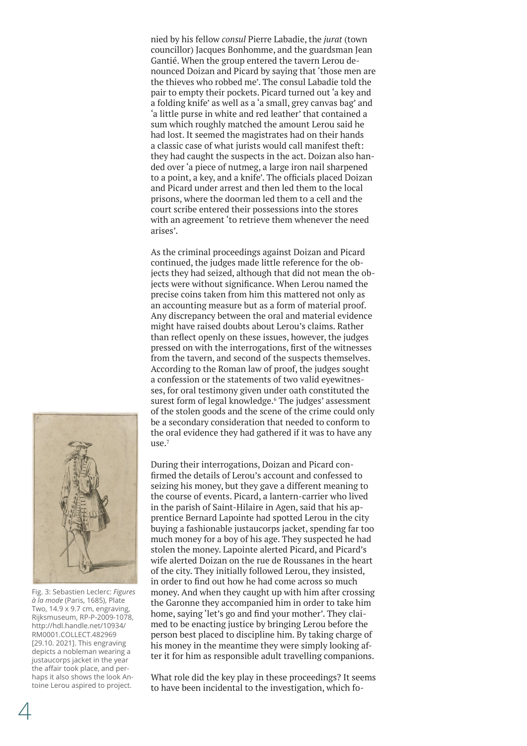nied by his fellow *consul* Pierre Labadie, the *jurat* (town councillor) Jacques Bonhomme, and the guardsman Jean Gantié. When the group entered the tavern Lerou denounced Doizan and Picard by saying that 'those men are the thieves who robbed me'. The consul Labadie told the pair to empty their pockets. Picard turned out 'a key and a folding knife' as well as a 'a small, grey canvas bag' and 'a little purse in white and red leather' that contained a sum which roughly matched the amount Lerou said he had lost. It seemed the magistrates had on their hands a classic case of what jurists would call manifest theft: they had caught the suspects in the act. Doizan also handed over 'a piece of nutmeg, a large iron nail sharpened to a point, a key, and a knife'. The officials placed Doizan and Picard under arrest and then led them to the local prisons, where the doorman led them to a cell and the court scribe entered their possessions into the stores with an agreement 'to retrieve them whenever the need arises'.

As the criminal proceedings against Doizan and Picard continued, the judges made little reference for the objects they had seized, although that did not mean the objects were without significance. When Lerou named the precise coins taken from him this mattered not only as an accounting measure but as a form of material proof. Any discrepancy between the oral and material evidence might have raised doubts about Lerou's claims. Rather than reflect openly on these issues, however, the judges pressed on with the interrogations, first of the witnesses from the tavern, and second of the suspects themselves. According to the Roman law of proof, the judges sought a confession or the statements of two valid eyewitnesses, for oral testimony given under oath constituted the surest form of legal knowledge.[6] The judges' assessment of the stolen goods and the scene of the crime could only be a secondary consideration that needed to conform to the oral evidence they had gathered if it was to have any use.[7]

During their interrogations, Doizan and Picard confirmed the details of Lerou's account and confessed to seizing his money, but they gave a different meaning to the course of events. Picard, a lantern-carrier who lived in the parish of Saint-Hilaire in Agen, said that his apprentice Bernard Lapointe had spotted Lerou in the city buying a fashionable justaucorps jacket, spending far too much money for a boy of his age. They suspected he had stolen the money. Lapointe alerted Picard, and Picard's wife alerted Doizan on the rue de Roussanes in the heart of the city. They initially followed Lerou, they insisted, in order to find out how he had come across so much money. And when they caught up with him after crossing the Garonne they accompanied him in order to take him home, saying 'let's go and find your mother'. They claimed to be enacting justice by bringing Lerou before the person best placed to discipline him. By taking charge of his money in the meantime they were simply looking after it for him as responsible adult travelling companions.

Fig. 3: Sebastien Leclerc: *Figures à la mode* (Paris, 1685), Plate Two, 14.9 x 9.7 cm, engraving, Rijksmuseum, RP-P-2009-1078, http://hdl.handle.net/10934/RM0001.COLLECT.482969 [29.10. 2021]. This engraving depicts a nobleman wearing a justaucorps jacket in the year the affair took place, and perhaps it also shows the look Antoine Lerou aspired to project.

What role did the key play in these proceedings? It seems to have been incidental to the investigation, which fo-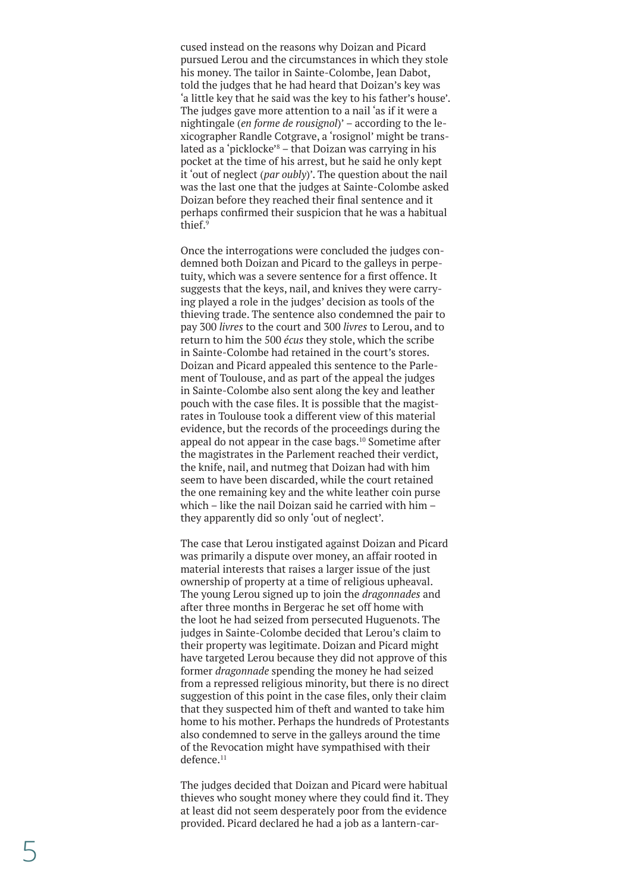cused instead on the reasons why Doizan and Picard pursued Lerou and the circumstances in which they stole his money. The tailor in Sainte-Colombe, Jean Dabot, told the judges that he had heard that Doizan's key was 'a little key that he said was the key to his father's house'. The judges gave more attention to a nail 'as if it were a nightingale (*en forme de rousignol*)' – according to the lexicographer Randle Cotgrave, a 'rosignol' might be translated as a 'picklocke'[8] – that Doizan was carrying in his pocket at the time of his arrest, but he said he only kept it 'out of neglect (*par oubly*)'. The question about the nail was the last one that the judges at Sainte-Colombe asked Doizan before they reached their final sentence and it perhaps confirmed their suspicion that he was a habitual thief.[9]

Once the interrogations were concluded the judges condemned both Doizan and Picard to the galleys in perpetuity, which was a severe sentence for a first offence. It suggests that the keys, nail, and knives they were carrying played a role in the judges' decision as tools of the thieving trade. The sentence also condemned the pair to pay 300 *livres* to the court and 300 *livres* to Lerou, and to return to him the 500 *écus* they stole, which the scribe in Sainte-Colombe had retained in the court's stores. Doizan and Picard appealed this sentence to the Parlement of Toulouse, and as part of the appeal the judges in Sainte-Colombe also sent along the key and leather pouch with the case files. It is possible that the magistrates in Toulouse took a different view of this material evidence, but the records of the proceedings during the appeal do not appear in the case bags.[10] Sometime after the magistrates in the Parlement reached their verdict, the knife, nail, and nutmeg that Doizan had with him seem to have been discarded, while the court retained the one remaining key and the white leather coin purse which – like the nail Doizan said he carried with him – they apparently did so only 'out of neglect'.

The case that Lerou instigated against Doizan and Picard was primarily a dispute over money, an affair rooted in material interests that raises a larger issue of the just ownership of property at a time of religious upheaval. The young Lerou signed up to join the *dragonnades* and after three months in Bergerac he set off home with the loot he had seized from persecuted Huguenots. The judges in Sainte-Colombe decided that Lerou's claim to their property was legitimate. Doizan and Picard might have targeted Lerou because they did not approve of this former *dragonnade* spending the money he had seized from a repressed religious minority, but there is no direct suggestion of this point in the case files, only their claim that they suspected him of theft and wanted to take him home to his mother. Perhaps the hundreds of Protestants also condemned to serve in the galleys around the time of the Revocation might have sympathised with their defence.[11]

The judges decided that Doizan and Picard were habitual thieves who sought money where they could find it. They at least did not seem desperately poor from the evidence provided. Picard declared he had a job as a lantern-car-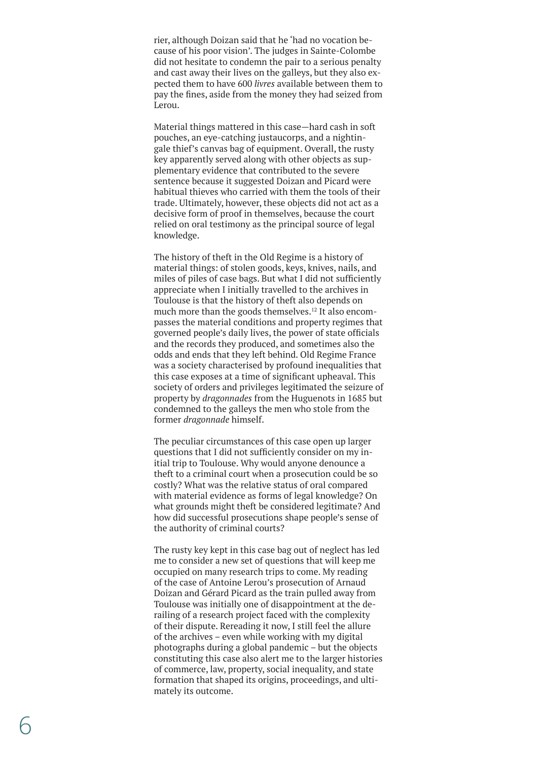rier, although Doizan said that he 'had no vocation because of his poor vision'. The judges in Sainte-Colombe did not hesitate to condemn the pair to a serious penalty and cast away their lives on the galleys, but they also expected them to have 600 *livres* available between them to pay the fines, aside from the money they had seized from Lerou.

Material things mattered in this case—hard cash in soft pouches, an eye-catching justaucorps, and a nightingale thief's canvas bag of equipment. Overall, the rusty key apparently served along with other objects as supplementary evidence that contributed to the severe sentence because it suggested Doizan and Picard were habitual thieves who carried with them the tools of their trade. Ultimately, however, these objects did not act as a decisive form of proof in themselves, because the court relied on oral testimony as the principal source of legal knowledge.

The history of theft in the Old Regime is a history of material things: of stolen goods, keys, knives, nails, and miles of piles of case bags. But what I did not sufficiently appreciate when I initially travelled to the archives in Toulouse is that the history of theft also depends on much more than the goods themselves.[12] It also encompasses the material conditions and property regimes that governed people's daily lives, the power of state officials and the records they produced, and sometimes also the odds and ends that they left behind. Old Regime France was a society characterised by profound inequalities that this case exposes at a time of significant upheaval. This society of orders and privileges legitimated the seizure of property by *dragonnades* from the Huguenots in 1685 but condemned to the galleys the men who stole from the former *dragonnade* himself.

The peculiar circumstances of this case open up larger questions that I did not sufficiently consider on my initial trip to Toulouse. Why would anyone denounce a theft to a criminal court when a prosecution could be so costly? What was the relative status of oral compared with material evidence as forms of legal knowledge? On what grounds might theft be considered legitimate? And how did successful prosecutions shape people's sense of the authority of criminal courts?

The rusty key kept in this case bag out of neglect has led me to consider a new set of questions that will keep me occupied on many research trips to come. My reading of the case of Antoine Lerou's prosecution of Arnaud Doizan and Gérard Picard as the train pulled away from Toulouse was initially one of disappointment at the derailing of a research project faced with the complexity of their dispute. Rereading it now, I still feel the allure of the archives – even while working with my digital photographs during a global pandemic – but the objects constituting this case also alert me to the larger histories of commerce, law, property, social inequality, and state formation that shaped its origins, proceedings, and ultimately its outcome.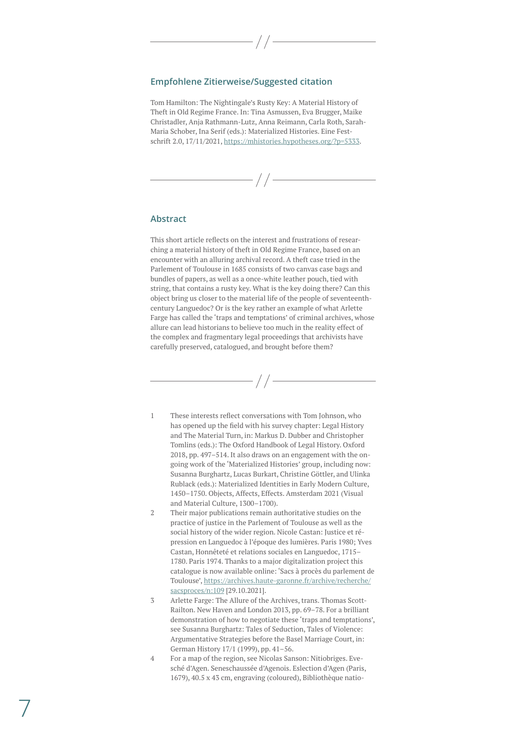## Empfohlene Zitierweise/Suggested citation

Tom Hamilton: The Nightingale's Rusty Key: A Material History of Theft in Old Regime France. In: Tina Asmussen, Eva Brugger, Maike Christadler, Anja Rathmann-Lutz, Anna Reimann, Carla Roth, Sarah-Maria Schober, Ina Serif (eds.): Materialized Histories. Eine Festschrift 2.0, 17/11/2021, https://mhistories.hypotheses.org/?p=5333.

## Abstract

This short article reflects on the interest and frustrations of researching a material history of theft in Old Regime France, based on an encounter with an alluring archival record. A theft case tried in the Parlement of Toulouse in 1685 consists of two canvas case bags and bundles of papers, as well as a once-white leather pouch, tied with string, that contains a rusty key. What is the key doing there? Can this object bring us closer to the material life of the people of seventeenth-century Languedoc? Or is the key rather an example of what Arlette Farge has called the 'traps and temptations' of criminal archives, whose allure can lead historians to believe too much in the reality effect of the complex and fragmentary legal proceedings that archivists have carefully preserved, catalogued, and brought before them?

1. These interests reflect conversations with Tom Johnson, who has opened up the field with his survey chapter: Legal History and The Material Turn, in: Markus D. Dubber and Christopher Tomlins (eds.): The Oxford Handbook of Legal History. Oxford 2018, pp. 497–514. It also draws on an engagement with the ongoing work of the 'Materialized Histories' group, including now: Susanna Burghartz, Lucas Burkart, Christine Göttler, and Ulinka Rublack (eds.): Materialized Identities in Early Modern Culture, 1450–1750. Objects, Affects, Effects. Amsterdam 2021 (Visual and Material Culture, 1300–1700).
2. Their major publications remain authoritative studies on the practice of justice in the Parlement of Toulouse as well as the social history of the wider region. Nicole Castan: Justice et répression en Languedoc à l'époque des lumières. Paris 1980; Yves Castan, Honnêteté et relations sociales en Languedoc, 1715–1780. Paris 1974. Thanks to a major digitalization project this catalogue is now available online: 'Sacs à procès du parlement de Toulouse', https://archives.haute-garonne.fr/archive/recherche/sacsproces/n:109 [29.10.2021].
3. Arlette Farge: The Allure of the Archives, trans. Thomas Scott-Railton. New Haven and London 2013, pp. 69–78. For a brilliant demonstration of how to negotiate these 'traps and temptations', see Susanna Burghartz: Tales of Seduction, Tales of Violence: Argumentative Strategies before the Basel Marriage Court, in: German History 17/1 (1999), pp. 41–56.
4. For a map of the region, see Nicolas Sanson: Nitiobriges. Evesché d'Agen. Seneschaussée d'Agenois. Eslection d'Agen (Paris, 1679), 40.5 x 43 cm, engraving (coloured), Bibliothèque natio-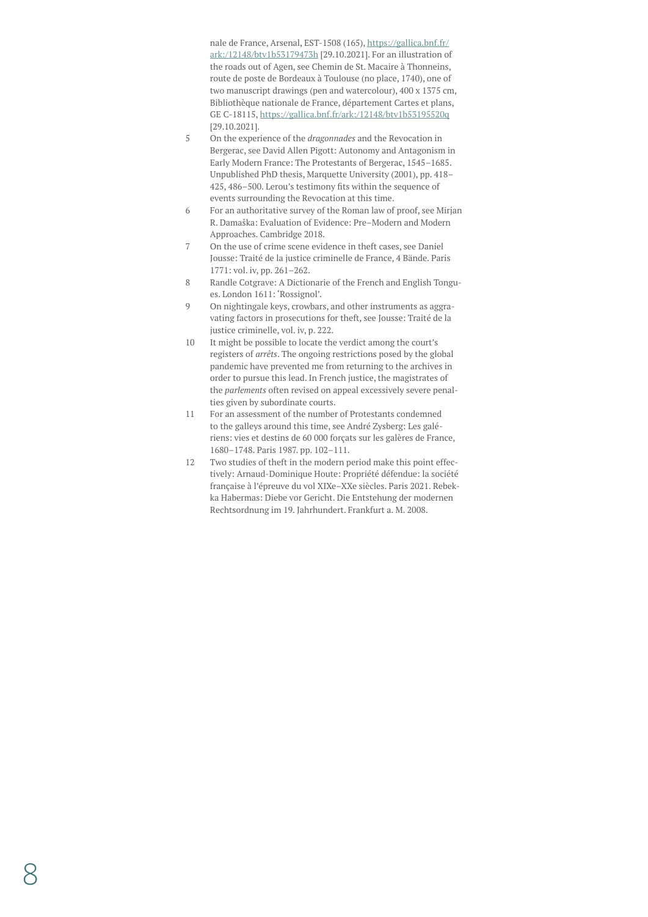nale de France, Arsenal, EST-1508 (165), https://gallica.bnf.fr/ark:/12148/btv1b53179473h [29.10.2021]. For an illustration of the roads out of Agen, see Chemin de St. Macaire à Thonneins, route de poste de Bordeaux à Toulouse (no place, 1740), one of two manuscript drawings (pen and watercolour), 400 x 1375 cm, Bibliothèque nationale de France, département Cartes et plans, GE C-18115, https://gallica.bnf.fr/ark:/12148/btv1b53195520q [29.10.2021].

5 On the experience of the *dragonnades* and the Revocation in Bergerac, see David Allen Pigott: Autonomy and Antagonism in Early Modern France: The Protestants of Bergerac, 1545–1685. Unpublished PhD thesis, Marquette University (2001), pp. 418–425, 486–500. Lerou's testimony fits within the sequence of events surrounding the Revocation at this time.

6 For an authoritative survey of the Roman law of proof, see Mirjan R. Damaška: Evaluation of Evidence: Pre–Modern and Modern Approaches. Cambridge 2018.

7 On the use of crime scene evidence in theft cases, see Daniel Jousse: Traité de la justice criminelle de France, 4 Bände. Paris 1771: vol. iv, pp. 261–262.

8 Randle Cotgrave: A Dictionarie of the French and English Tongues. London 1611: 'Rossignol'.

9 On nightingale keys, crowbars, and other instruments as aggravating factors in prosecutions for theft, see Jousse: Traité de la justice criminelle, vol. iv, p. 222.

10 It might be possible to locate the verdict among the court's registers of *arrêts*. The ongoing restrictions posed by the global pandemic have prevented me from returning to the archives in order to pursue this lead. In French justice, the magistrates of the *parlements* often revised on appeal excessively severe penalties given by subordinate courts.

11 For an assessment of the number of Protestants condemned to the galleys around this time, see André Zysberg: Les galériens: vies et destins de 60 000 forçats sur les galères de France, 1680–1748. Paris 1987. pp. 102–111.

12 Two studies of theft in the modern period make this point effectively: Arnaud-Dominique Houte: Propriété défendue: la société française à l'épreuve du vol XIXe–XXe siècles. Paris 2021. Rebekka Habermas: Diebe vor Gericht. Die Entstehung der modernen Rechtsordnung im 19. Jahrhundert. Frankfurt a. M. 2008.